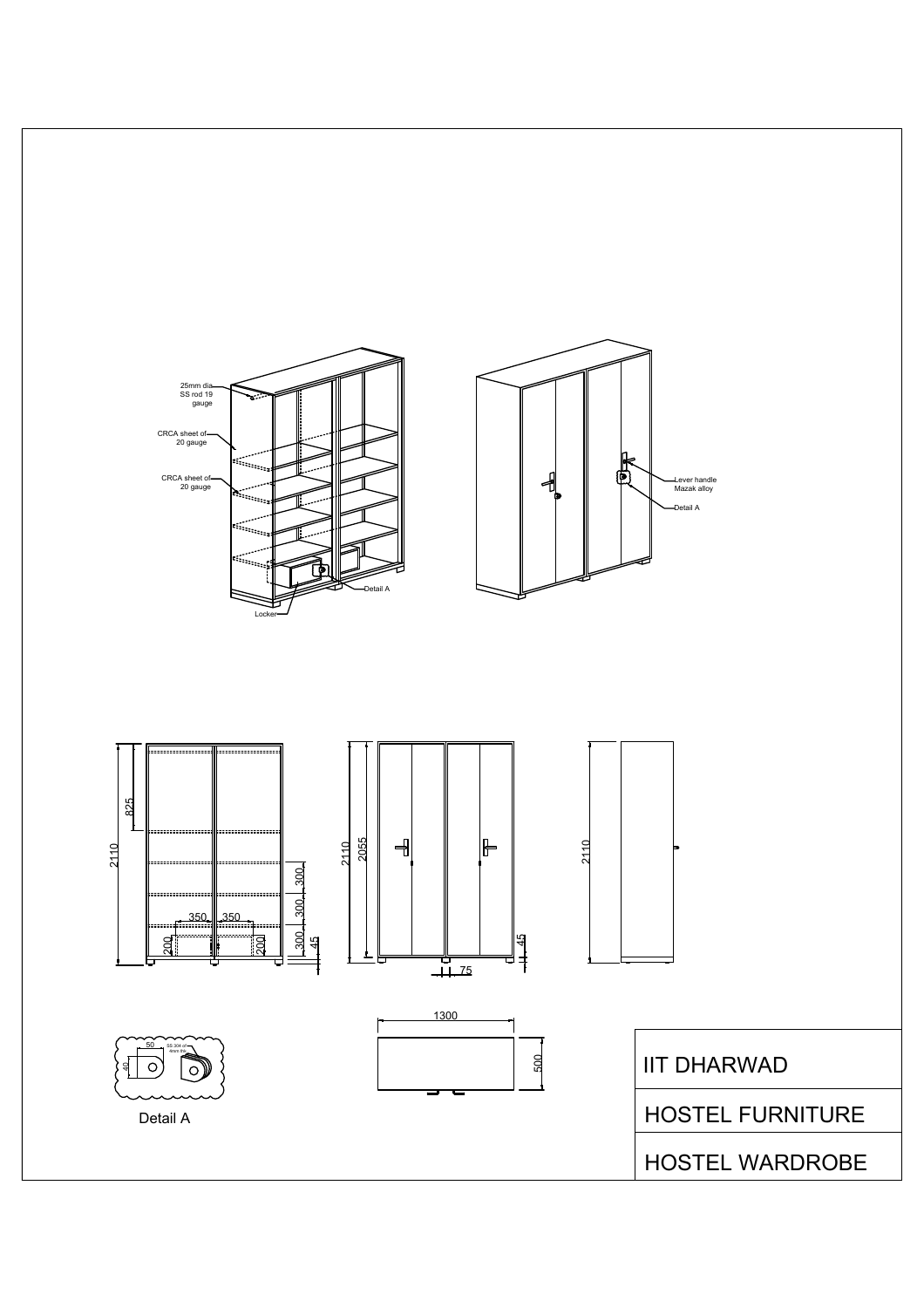25mm dia SS rod 19 gauge

CRCA sheet of 20 gauge

CRCA sheet of 20 gauge

Locker

Detail A

Lever handle Mazak alloy

Detail A

825

2110

300

300

300

45

350

350

200

200

2110

2055

45

75

2110

1300

500

50

40

SS 304 of 4mm thk

Detail A

| IIT DHARWAD |
|---|
| HOSTEL FURNITURE |
| HOSTEL WARDROBE |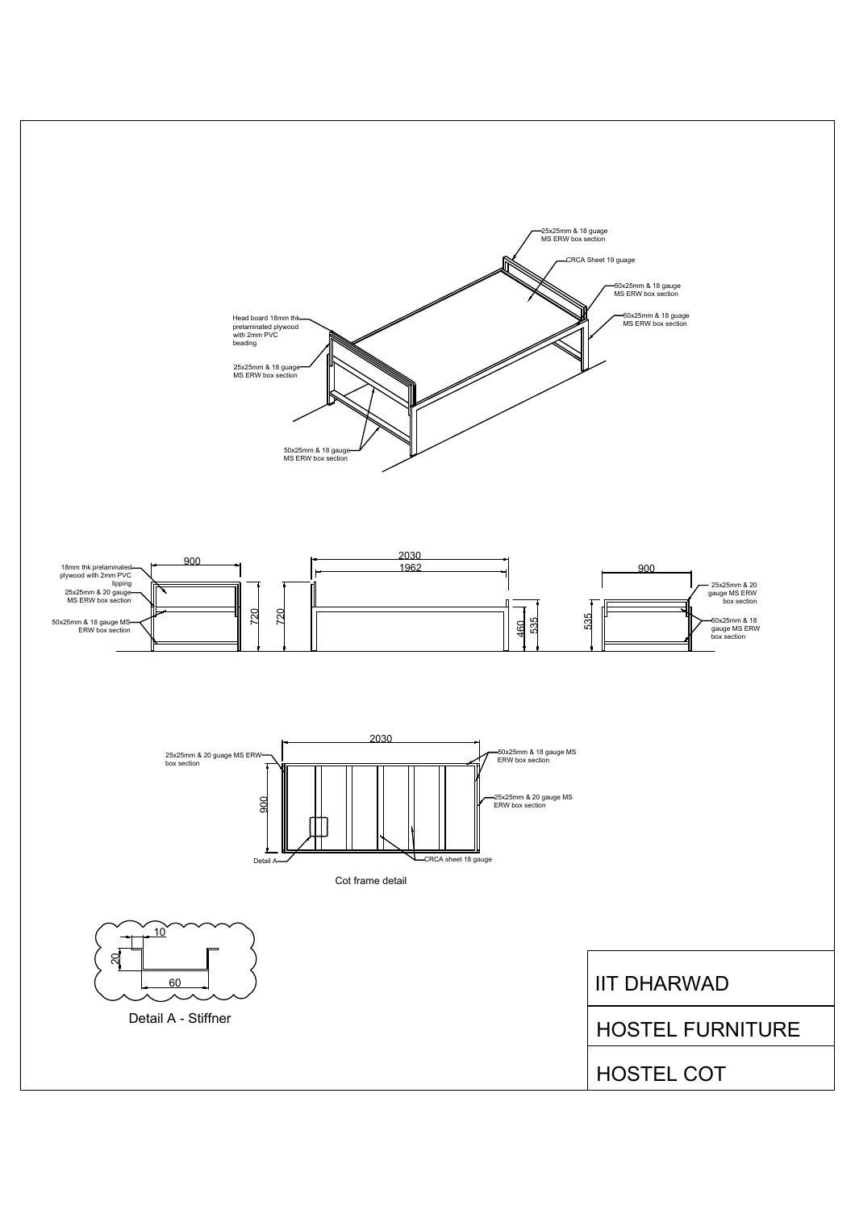25x25mm & 18 guage MS ERW box section

CRCA Sheet 19 guage

50x25mm & 18 gauge MS ERW box section

50x25mm & 18 guage MS ERW box section

Head board 18mm thk prelaminated plywood with 2mm PVC beading

25x25mm & 18 guage MS ERW box section

50x25mm & 18 gauge MS ERW box section

900

18mm thk prelaminated plywood with 2mm PVC lipping

25x25mm & 20 gauge MS ERW box section

50x25mm & 18 gauge MS ERW box section

720

720

2030

1962

460

535

535

900

25x25mm & 20 gauge MS ERW box section

50x25mm & 18 gauge MS ERW box section

2030

900

25x25mm & 20 guage MS ERW box section

50x25mm & 18 gauge MS ERW box section

25x25mm & 20 gauge MS ERW box section

CRCA sheet 18 gauge

Detail A

Cot frame detail

10

20

60

Detail A - Stiffner

IIT DHARWAD

HOSTEL FURNITURE

HOSTEL COT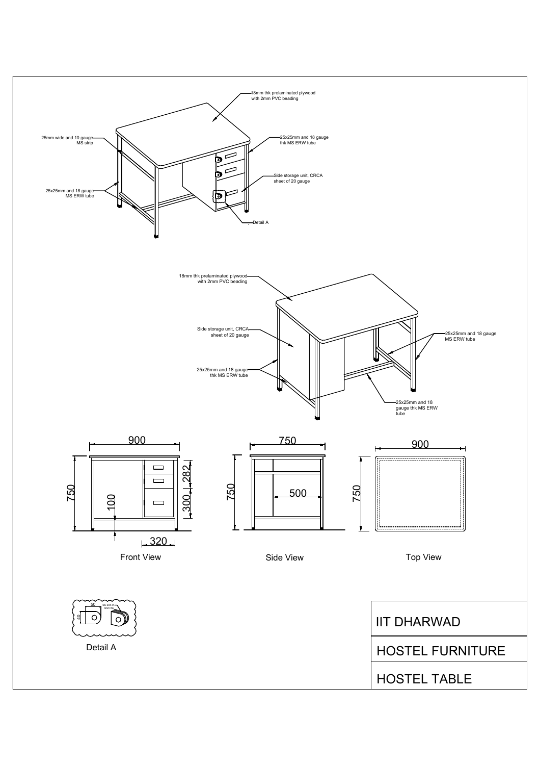18mm thk prelaminated plywood with 2mm PVC beading

25mm wide and 10 gauge MS strip

25x25mm and 18 gauge thk MS ERW tube

Side storage unit, CRCA sheet of 20 gauge

25x25mm and 18 gauge MS ERW tube

Detail A

18mm thk prelaminated plywood with 2mm PVC beading

Side storage unit, CRCA sheet of 20 gauge

25x25mm and 18 gauge MS ERW tube

25x25mm and 18 gauge thk MS ERW tube

25x25mm and 18 gauge thk MS ERW tube

900

750

282

300

100

320

Front View

750

750

500

Side View

900

750

Top View

50

40

SS 304 of 4mm thk

Detail A

IIT DHARWAD

HOSTEL FURNITURE

HOSTEL TABLE